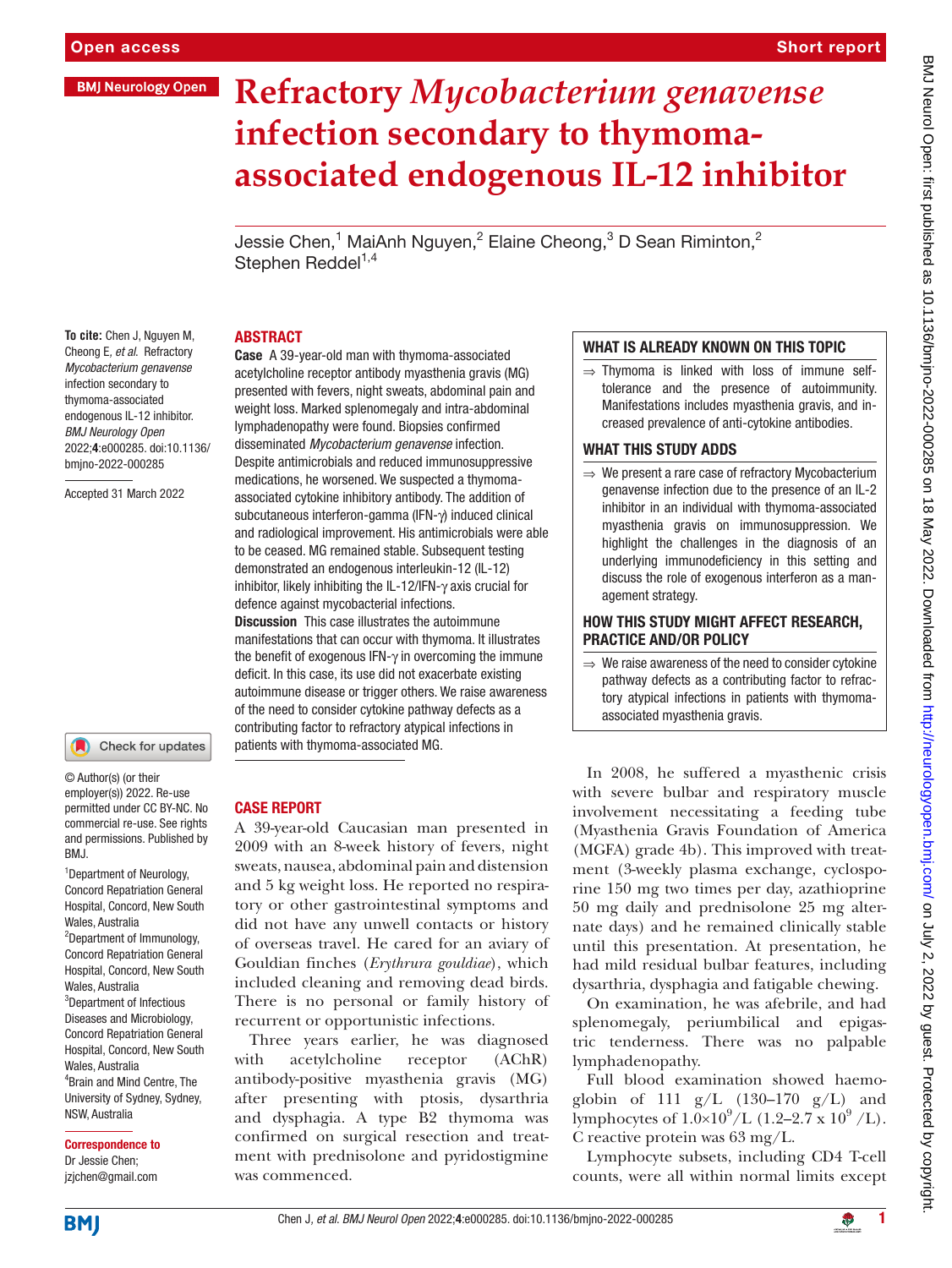# Refractory *Mycobacterium genavense* infection secondary to thymoma-associated endogenous IL-12 inhibitor

Jessie Chen,[1] MaiAnh Nguyen,[2] Elaine Cheong,[3] D Sean Riminton,[2] Stephen Reddel[1,4]

**To cite:** Chen J, Nguyen M, Cheong E, *et al*. Refractory *Mycobacterium genavense* infection secondary to thymoma-associated endogenous IL-12 inhibitor. *BMJ Neurology Open* 2022;**4**:e000285. doi:10.1136/bmjno-2022-000285

Accepted 31 March 2022

© Author(s) (or their employer(s)) 2022. Re-use permitted under CC BY-NC. No commercial re-use. See rights and permissions. Published by BMJ.

[1]Department of Neurology, Concord Repatriation General Hospital, Concord, New South Wales, Australia
[2]Department of Immunology, Concord Repatriation General Hospital, Concord, New South Wales, Australia
[3]Department of Infectious Diseases and Microbiology, Concord Repatriation General Hospital, Concord, New South Wales, Australia
[4]Brain and Mind Centre, The University of Sydney, Sydney, NSW, Australia

**Correspondence to**
Dr Jessie Chen; jzjchen@gmail.com

## ABSTRACT

**Case** A 39-year-old man with thymoma-associated acetylcholine receptor antibody myasthenia gravis (MG) presented with fevers, night sweats, abdominal pain and weight loss. Marked splenomegaly and intra-abdominal lymphadenopathy were found. Biopsies confirmed disseminated *Mycobacterium genavense* infection. Despite antimicrobials and reduced immunosuppressive medications, he worsened. We suspected a thymoma-associated cytokine inhibitory antibody. The addition of subcutaneous interferon-gamma (IFN-γ) induced clinical and radiological improvement. His antimicrobials were able to be ceased. MG remained stable. Subsequent testing demonstrated an endogenous interleukin-12 (IL-12) inhibitor, likely inhibiting the IL-12/IFN-γ axis crucial for defence against mycobacterial infections.

**Discussion** This case illustrates the autoimmune manifestations that can occur with thymoma. It illustrates the benefit of exogenous IFN-γ in overcoming the immune deficit. In this case, its use did not exacerbate existing autoimmune disease or trigger others. We raise awareness of the need to consider cytokine pathway defects as a contributing factor to refractory atypical infections in patients with thymoma-associated MG.

### WHAT IS ALREADY KNOWN ON THIS TOPIC

⇒ Thymoma is linked with loss of immune self-tolerance and the presence of autoimmunity. Manifestations includes myasthenia gravis, and increased prevalence of anti-cytokine antibodies.

### WHAT THIS STUDY ADDS

⇒ We present a rare case of refractory Mycobacterium genavense infection due to the presence of an IL-2 inhibitor in an individual with thymoma-associated myasthenia gravis on immunosuppression. We highlight the challenges in the diagnosis of an underlying immunodeficiency in this setting and discuss the role of exogenous interferon as a management strategy.

### HOW THIS STUDY MIGHT AFFECT RESEARCH, PRACTICE AND/OR POLICY

⇒ We raise awareness of the need to consider cytokine pathway defects as a contributing factor to refractory atypical infections in patients with thymoma-associated myasthenia gravis.

## CASE REPORT

A 39-year-old Caucasian man presented in 2009 with an 8-week history of fevers, night sweats, nausea, abdominal pain and distension and 5 kg weight loss. He reported no respiratory or other gastrointestinal symptoms and did not have any unwell contacts or history of overseas travel. He cared for an aviary of Gouldian finches (*Erythrura gouldiae*), which included cleaning and removing dead birds. There is no personal or family history of recurrent or opportunistic infections.

Three years earlier, he was diagnosed with acetylcholine receptor (AChR) antibody-positive myasthenia gravis (MG) after presenting with ptosis, dysarthria and dysphagia. A type B2 thymoma was confirmed on surgical resection and treatment with prednisolone and pyridostigmine was commenced.

In 2008, he suffered a myasthenic crisis with severe bulbar and respiratory muscle involvement necessitating a feeding tube (Myasthenia Gravis Foundation of America (MGFA) grade 4b). This improved with treatment (3-weekly plasma exchange, cyclosporine 150 mg two times per day, azathioprine 50 mg daily and prednisolone 25 mg alternate days) and he remained clinically stable until this presentation. At presentation, he had mild residual bulbar features, including dysarthria, dysphagia and fatigable chewing.

On examination, he was afebrile, and had splenomegaly, periumbilical and epigastric tenderness. There was no palpable lymphadenopathy.

Full blood examination showed haemoglobin of 111 g/L (130–170 g/L) and lymphocytes of $1.0\times10^9$/L ($1.2–2.7 \times 10^9$ /L). C reactive protein was 63 mg/L.

Lymphocyte subsets, including CD4 T-cell counts, were all within normal limits except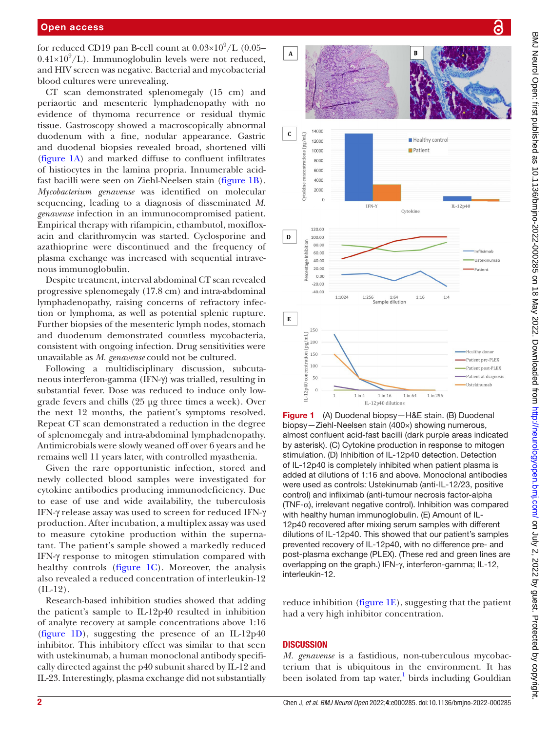for reduced CD19 pan B-cell count at $0.03\times10^9$/L (0.05–$0.41\times10^9$/L). Immunoglobulin levels were not reduced, and HIV screen was negative. Bacterial and mycobacterial blood cultures were unrevealing.

CT scan demonstrated splenomegaly (15 cm) and periaortic and mesenteric lymphadenopathy with no evidence of thymoma recurrence or residual thymic tissue. Gastroscopy showed a macroscopically abnormal duodenum with a fine, nodular appearance. Gastric and duodenal biopsies revealed broad, shortened villi (figure 1A) and marked diffuse to confluent infiltrates of histiocytes in the lamina propria. Innumerable acid-fast bacilli were seen on Ziehl-Neelsen stain (figure 1B). *Mycobacterium genavense* was identified on molecular sequencing, leading to a diagnosis of disseminated *M. genavense* infection in an immunocompromised patient. Empirical therapy with rifampicin, ethambutol, moxifloxacin and clarithromycin was started. Cyclosporine and azathioprine were discontinued and the frequency of plasma exchange was increased with sequential intravenous immunoglobulin.

Despite treatment, interval abdominal CT scan revealed progressive splenomegaly (17.8 cm) and intra-abdominal lymphadenopathy, raising concerns of refractory infection or lymphoma, as well as potential splenic rupture. Further biopsies of the mesenteric lymph nodes, stomach and duodenum demonstrated countless mycobacteria, consistent with ongoing infection. Drug sensitivities were unavailable as *M. genavense* could not be cultured.

Following a multidisciplinary discussion, subcutaneous interferon-gamma (IFN-γ) was trialled, resulting in substantial fever. Dose was reduced to induce only low-grade fevers and chills (25 µg three times a week). Over the next 12 months, the patient's symptoms resolved. Repeat CT scan demonstrated a reduction in the degree of splenomegaly and intra-abdominal lymphadenopathy. Antimicrobials were slowly weaned off over 6 years and he remains well 11 years later, with controlled myasthenia.

Given the rare opportunistic infection, stored and newly collected blood samples were investigated for cytokine antibodies producing immunodeficiency. Due to ease of use and wide availability, the tuberculosis IFN-γ release assay was used to screen for reduced IFN-γ production. After incubation, a multiplex assay was used to measure cytokine production within the supernatant. The patient's sample showed a markedly reduced IFN-γ response to mitogen stimulation compared with healthy controls (figure 1C). Moreover, the analysis also revealed a reduced concentration of interleukin-12 (IL-12).

Research-based inhibition studies showed that adding the patient's sample to IL-12p40 resulted in inhibition of analyte recovery at sample concentrations above 1:16 (figure 1D), suggesting the presence of an IL-12p40 inhibitor. This inhibitory effect was similar to that seen with ustekinumab, a human monoclonal antibody specifically directed against the p40 subunit shared by IL-12 and IL-23. Interestingly, plasma exchange did not substantially reduce inhibition (figure 1E), suggesting that the patient had a very high inhibitor concentration.

**Figure 1** (A) Duodenal biopsy—H&E stain. (B) Duodenal biopsy—Ziehl-Neelsen stain (400×) showing numerous, almost confluent acid-fast bacilli (dark purple areas indicated by asterisk). (C) Cytokine production in response to mitogen stimulation. (D) Inhibition of IL-12p40 detection. Detection of IL-12p40 is completely inhibited when patient plasma is added at dilutions of 1:16 and above. Monoclonal antibodies were used as controls: Ustekinumab (anti-IL-12/23, positive control) and infliximab (anti-tumour necrosis factor-alpha (TNF-α), irrelevant negative control). Inhibition was compared with healthy human immunoglobulin. (E) Amount of IL-12p40 recovered after mixing serum samples with different dilutions of IL-12p40. This showed that our patient's samples prevented recovery of IL-12p40, with no difference pre- and post-plasma exchange (PLEX). (These red and green lines are overlapping on the graph.) IFN-γ, interferon-gamma; IL-12, interleukin-12.

## DISCUSSION

*M. genavense* is a fastidious, non-tuberculous mycobacterium that is ubiquitous in the environment. It has been isolated from tap water,[1] birds including Gouldian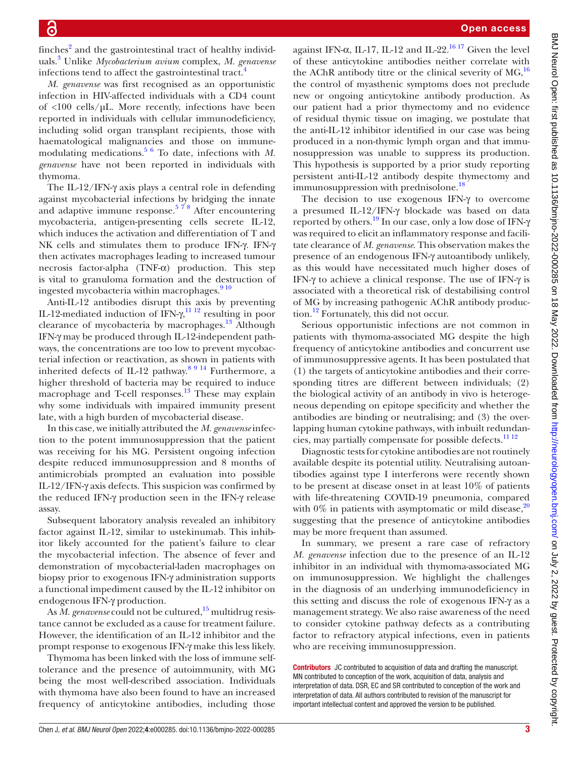finches[2] and the gastrointestinal tract of healthy individuals.[3] Unlike *Mycobacterium avium* complex, *M. genavense* infections tend to affect the gastrointestinal tract.[4]

*M. genavense* was first recognised as an opportunistic infection in HIV-affected individuals with a CD4 count of <100 cells/µL. More recently, infections have been reported in individuals with cellular immunodeficiency, including solid organ transplant recipients, those with haematological malignancies and those on immune-modulating medications.[5 6] To date, infections with *M. genavense* have not been reported in individuals with thymoma.

The IL-12/IFN-γ axis plays a central role in defending against mycobacterial infections by bridging the innate and adaptive immune response.[5 7 8] After encountering mycobacteria, antigen-presenting cells secrete IL-12, which induces the activation and differentiation of T and NK cells and stimulates them to produce IFN-γ. IFN-γ then activates macrophages leading to increased tumour necrosis factor-alpha (TNF-α) production. This step is vital to granuloma formation and the destruction of ingested mycobacteria within macrophages.[9 10]

Anti-IL-12 antibodies disrupt this axis by preventing IL-12-mediated induction of IFN-γ,[11 12] resulting in poor clearance of mycobacteria by macrophages.[13] Although IFN-γ may be produced through IL-12-independent pathways, the concentrations are too low to prevent mycobacterial infection or reactivation, as shown in patients with inherited defects of IL-12 pathway.[8 9 14] Furthermore, a higher threshold of bacteria may be required to induce macrophage and T-cell responses.[13] These may explain why some individuals with impaired immunity present late, with a high burden of mycobacterial disease.

In this case, we initially attributed the *M. genavense* infection to the potent immunosuppression that the patient was receiving for his MG. Persistent ongoing infection despite reduced immunosuppression and 8 months of antimicrobials prompted an evaluation into possible IL-12/IFN-γ axis defects. This suspicion was confirmed by the reduced IFN-γ production seen in the IFN-γ release assay.

Subsequent laboratory analysis revealed an inhibitory factor against IL-12, similar to ustekinumab. This inhibitor likely accounted for the patient's failure to clear the mycobacterial infection. The absence of fever and demonstration of mycobacterial-laden macrophages on biopsy prior to exogenous IFN-γ administration supports a functional impediment caused by the IL-12 inhibitor on endogenous IFN-γ production.

As *M. genavense* could not be cultured,[15] multidrug resistance cannot be excluded as a cause for treatment failure. However, the identification of an IL-12 inhibitor and the prompt response to exogenous IFN-γ make this less likely.

Thymoma has been linked with the loss of immune self-tolerance and the presence of autoimmunity, with MG being the most well-described association. Individuals with thymoma have also been found to have an increased frequency of anticytokine antibodies, including those against IFN-α, IL-17, IL-12 and IL-22.[16 17] Given the level of these anticytokine antibodies neither correlate with the AChR antibody titre or the clinical severity of MG,[16] the control of myasthenic symptoms does not preclude new or ongoing anticytokine antibody production. As our patient had a prior thymectomy and no evidence of residual thymic tissue on imaging, we postulate that the anti-IL-12 inhibitor identified in our case was being produced in a non-thymic lymph organ and that immunosuppression was unable to suppress its production. This hypothesis is supported by a prior study reporting persistent anti-IL-12 antibody despite thymectomy and immunosuppression with prednisolone.[18]

The decision to use exogenous IFN-γ to overcome a presumed IL-12/IFN-γ blockade was based on data reported by others.[19] In our case, only a low dose of IFN-γ was required to elicit an inflammatory response and facilitate clearance of *M. genavense*. This observation makes the presence of an endogenous IFN-γ autoantibody unlikely, as this would have necessitated much higher doses of IFN-γ to achieve a clinical response. The use of IFN-γ is associated with a theoretical risk of destabilising control of MG by increasing pathogenic AChR antibody production.[12] Fortunately, this did not occur.

Serious opportunistic infections are not common in patients with thymoma-associated MG despite the high frequency of anticytokine antibodies and concurrent use of immunosuppressive agents. It has been postulated that (1) the targets of anticytokine antibodies and their corresponding titres are different between individuals; (2) the biological activity of an antibody in vivo is heterogeneous depending on epitope specificity and whether the antibodies are binding or neutralising; and (3) the overlapping human cytokine pathways, with inbuilt redundancies, may partially compensate for possible defects.[11 12]

Diagnostic tests for cytokine antibodies are not routinely available despite its potential utility. Neutralising autoantibodies against type I interferons were recently shown to be present at disease onset in at least 10% of patients with life-threatening COVID-19 pneumonia, compared with 0% in patients with asymptomatic or mild disease,[20] suggesting that the presence of anticytokine antibodies may be more frequent than assumed.

In summary, we present a rare case of refractory *M. genavense* infection due to the presence of an IL-12 inhibitor in an individual with thymoma-associated MG on immunosuppression. We highlight the challenges in the diagnosis of an underlying immunodeficiency in this setting and discuss the role of exogenous IFN-γ as a management strategy. We also raise awareness of the need to consider cytokine pathway defects as a contributing factor to refractory atypical infections, even in patients who are receiving immunosuppression.

**Contributors** JC contributed to acquisition of data and drafting the manuscript. MN contributed to conception of the work, acquisition of data, analysis and interpretation of data. DSR, EC and SR contributed to conception of the work and interpretation of data. All authors contributed to revision of the manuscript for important intellectual content and approved the version to be published.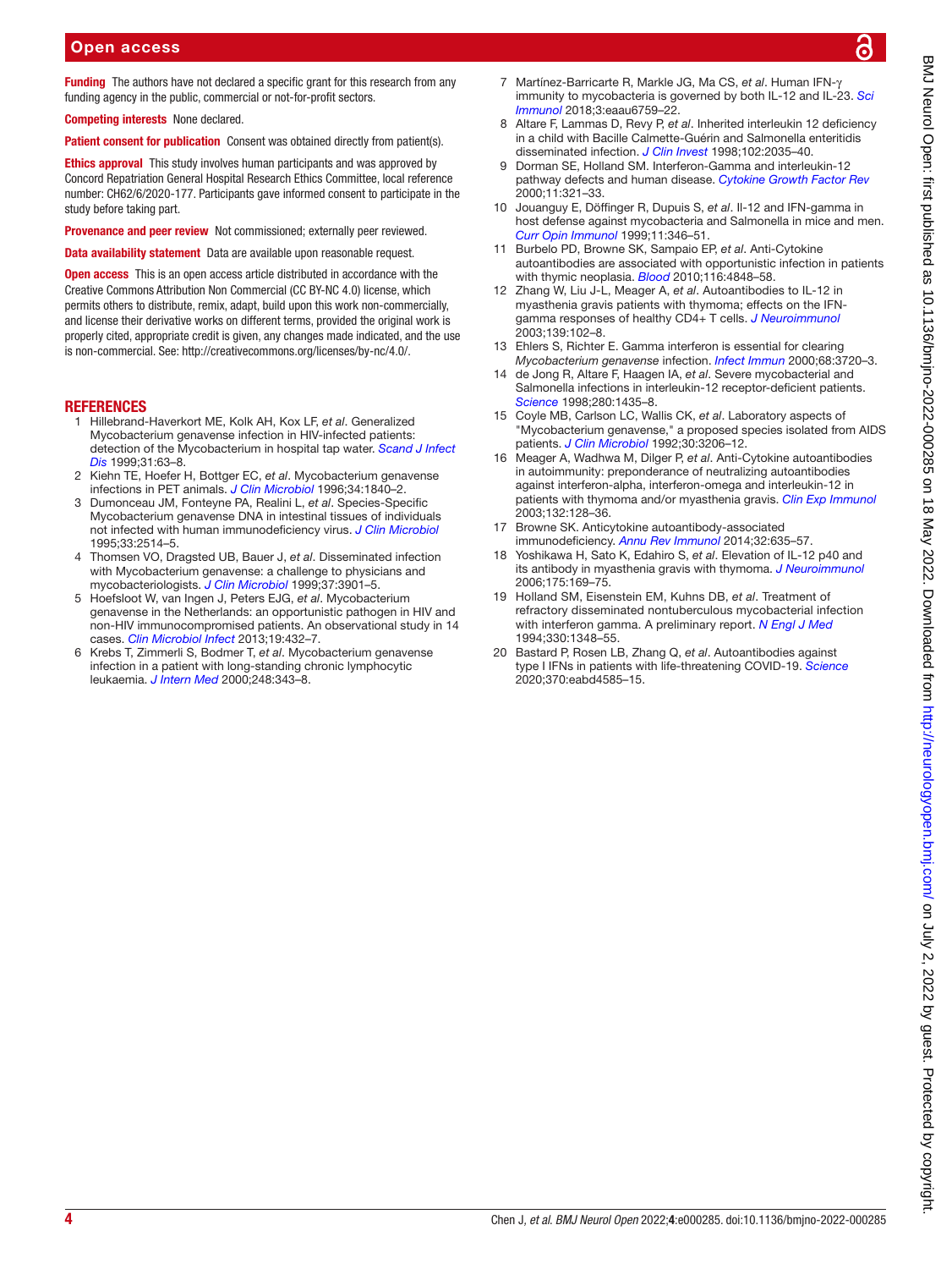**Funding** The authors have not declared a specific grant for this research from any funding agency in the public, commercial or not-for-profit sectors.

**Competing interests** None declared.

**Patient consent for publication** Consent was obtained directly from patient(s).

**Ethics approval** This study involves human participants and was approved by Concord Repatriation General Hospital Research Ethics Committee, local reference number: CH62/6/2020-177. Participants gave informed consent to participate in the study before taking part.

**Provenance and peer review** Not commissioned; externally peer reviewed.

**Data availability statement** Data are available upon reasonable request.

**Open access** This is an open access article distributed in accordance with the Creative Commons Attribution Non Commercial (CC BY-NC 4.0) license, which permits others to distribute, remix, adapt, build upon this work non-commercially, and license their derivative works on different terms, provided the original work is properly cited, appropriate credit is given, any changes made indicated, and the use is non-commercial. See: http://creativecommons.org/licenses/by-nc/4.0/.

## REFERENCES

1. Hillebrand-Haverkort ME, Kolk AH, Kox LF, *et al*. Generalized Mycobacterium genavense infection in HIV-infected patients: detection of the Mycobacterium in hospital tap water. *Scand J Infect Dis* 1999;31:63–8.
2. Kiehn TE, Hoefer H, Bottger EC, *et al*. Mycobacterium genavense infections in PET animals. *J Clin Microbiol* 1996;34:1840–2.
3. Dumonceau JM, Fonteyne PA, Realini L, *et al*. Species-Specific Mycobacterium genavense DNA in intestinal tissues of individuals not infected with human immunodeficiency virus. *J Clin Microbiol* 1995;33:2514–5.
4. Thomsen VO, Dragsted UB, Bauer J, *et al*. Disseminated infection with Mycobacterium genavense: a challenge to physicians and mycobacteriologists. *J Clin Microbiol* 1999;37:3901–5.
5. Hoefsloot W, van Ingen J, Peters EJG, *et al*. Mycobacterium genavense in the Netherlands: an opportunistic pathogen in HIV and non-HIV immunocompromised patients. An observational study in 14 cases. *Clin Microbiol Infect* 2013;19:432–7.
6. Krebs T, Zimmerli S, Bodmer T, *et al*. Mycobacterium genavense infection in a patient with long-standing chronic lymphocytic leukaemia. *J Intern Med* 2000;248:343–8.
7. Martínez-Barricarte R, Markle JG, Ma CS, *et al*. Human IFN-γ immunity to mycobacteria is governed by both IL-12 and IL-23. *Sci Immunol* 2018;3:eaau6759–22.
8. Altare F, Lammas D, Revy P, *et al*. Inherited interleukin 12 deficiency in a child with Bacille Calmette-Guérin and Salmonella enteritidis disseminated infection. *J Clin Invest* 1998;102:2035–40.
9. Dorman SE, Holland SM. Interferon-Gamma and interleukin-12 pathway defects and human disease. *Cytokine Growth Factor Rev* 2000;11:321–33.
10. Jouanguy E, Döffinger R, Dupuis S, *et al*. Il-12 and IFN-gamma in host defense against mycobacteria and Salmonella in mice and men. *Curr Opin Immunol* 1999;11:346–51.
11. Burbelo PD, Browne SK, Sampaio EP, *et al*. Anti-Cytokine autoantibodies are associated with opportunistic infection in patients with thymic neoplasia. *Blood* 2010;116:4848–58.
12. Zhang W, Liu J-L, Meager A, *et al*. Autoantibodies to IL-12 in myasthenia gravis patients with thymoma; effects on the IFN-gamma responses of healthy CD4+ T cells. *J Neuroimmunol* 2003;139:102–8.
13. Ehlers S, Richter E. Gamma interferon is essential for clearing *Mycobacterium genavense* infection. *Infect Immun* 2000;68:3720–3.
14. de Jong R, Altare F, Haagen IA, *et al*. Severe mycobacterial and Salmonella infections in interleukin-12 receptor-deficient patients. *Science* 1998;280:1435–8.
15. Coyle MB, Carlson LC, Wallis CK, *et al*. Laboratory aspects of "Mycobacterium genavense," a proposed species isolated from AIDS patients. *J Clin Microbiol* 1992;30:3206–12.
16. Meager A, Wadhwa M, Dilger P, *et al*. Anti-Cytokine autoantibodies in autoimmunity: preponderance of neutralizing autoantibodies against interferon-alpha, interferon-omega and interleukin-12 in patients with thymoma and/or myasthenia gravis. *Clin Exp Immunol* 2003;132:128–36.
17. Browne SK. Anticytokine autoantibody-associated immunodeficiency. *Annu Rev Immunol* 2014;32:635–57.
18. Yoshikawa H, Sato K, Edahiro S, *et al*. Elevation of IL-12 p40 and its antibody in myasthenia gravis with thymoma. *J Neuroimmunol* 2006;175:169–75.
19. Holland SM, Eisenstein EM, Kuhns DB, *et al*. Treatment of refractory disseminated nontuberculous mycobacterial infection with interferon gamma. A preliminary report. *N Engl J Med* 1994;330:1348–55.
20. Bastard P, Rosen LB, Zhang Q, *et al*. Autoantibodies against type I IFNs in patients with life-threatening COVID-19. *Science* 2020;370:eabd4585–15.